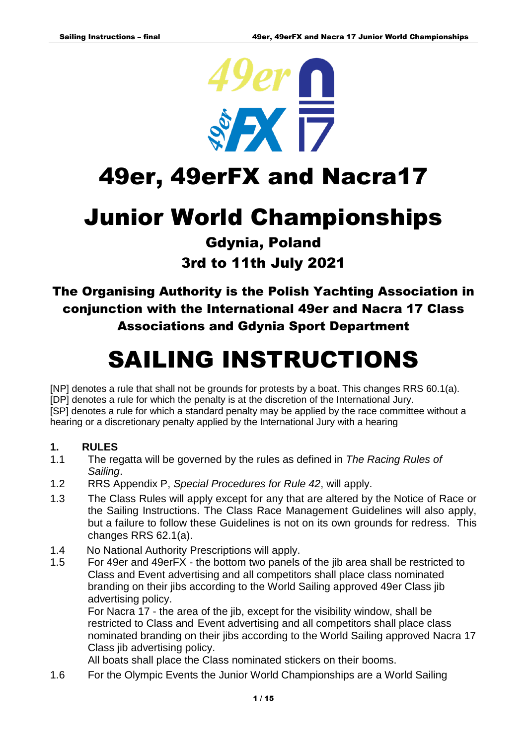# 49er, 49erFX and Nacra17

# Junior World Championships

### Gdynia, Poland

### 3rd to 11th July 2021

### The Organising Authority is the Polish Yachting Association in conjunction with the International 49er and Nacra 17 Class Associations and Gdynia Sport Department

# SAILING INSTRUCTIONS

[NP] denotes a rule that shall not be grounds for protests by a boat. This changes RRS 60.1(a).
[DP] denotes a rule for which the penalty is at the discretion of the International Jury.
[SP] denotes a rule for which a standard penalty may be applied by the race committee without a hearing or a discretionary penalty applied by the International Jury with a hearing

## 1. RULES

1.1 The regatta will be governed by the rules as defined in *The Racing Rules of Sailing*.

1.2 RRS Appendix P, *Special Procedures for Rule 42*, will apply.

1.3 The Class Rules will apply except for any that are altered by the Notice of Race or the Sailing Instructions. The Class Race Management Guidelines will also apply, but a failure to follow these Guidelines is not on its own grounds for redress. This changes RRS 62.1(a).

1.4 No National Authority Prescriptions will apply.

1.5 For 49er and 49erFX - the bottom two panels of the jib area shall be restricted to Class and Event advertising and all competitors shall place class nominated branding on their jibs according to the World Sailing approved 49er Class jib advertising policy.
For Nacra 17 - the area of the jib, except for the visibility window, shall be restricted to Class and Event advertising and all competitors shall place class nominated branding on their jibs according to the World Sailing approved Nacra 17 Class jib advertising policy.
All boats shall place the Class nominated stickers on their booms.

1.6 For the Olympic Events the Junior World Championships are a World Sailing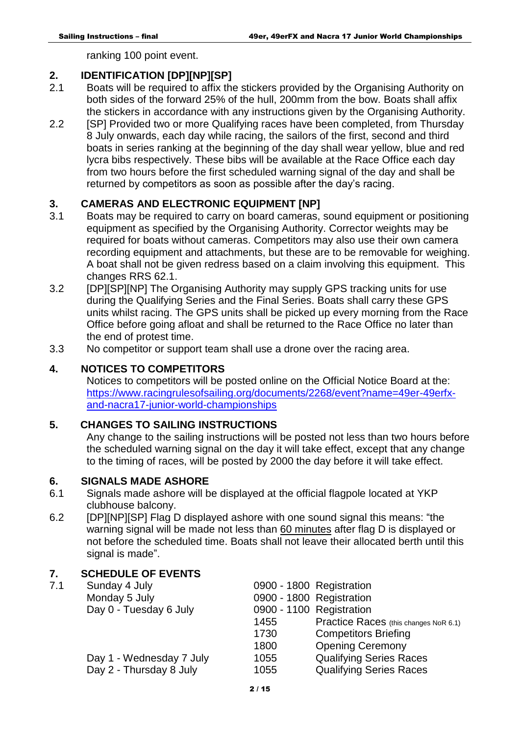ranking 100 point event.

## 2. IDENTIFICATION [DP][NP][SP]

2.1 Boats will be required to affix the stickers provided by the Organising Authority on both sides of the forward 25% of the hull, 200mm from the bow. Boats shall affix the stickers in accordance with any instructions given by the Organising Authority.

2.2 [SP] Provided two or more Qualifying races have been completed, from Thursday 8 July onwards, each day while racing, the sailors of the first, second and third boats in series ranking at the beginning of the day shall wear yellow, blue and red lycra bibs respectively. These bibs will be available at the Race Office each day from two hours before the first scheduled warning signal of the day and shall be returned by competitors as soon as possible after the day's racing.

## 3. CAMERAS AND ELECTRONIC EQUIPMENT [NP]

3.1 Boats may be required to carry on board cameras, sound equipment or positioning equipment as specified by the Organising Authority. Corrector weights may be required for boats without cameras. Competitors may also use their own camera recording equipment and attachments, but these are to be removable for weighing. A boat shall not be given redress based on a claim involving this equipment. This changes RRS 62.1.

3.2 [DP][SP][NP] The Organising Authority may supply GPS tracking units for use during the Qualifying Series and the Final Series. Boats shall carry these GPS units whilst racing. The GPS units shall be picked up every morning from the Race Office before going afloat and shall be returned to the Race Office no later than the end of protest time.

3.3 No competitor or support team shall use a drone over the racing area.

## 4. NOTICES TO COMPETITORS

Notices to competitors will be posted online on the Official Notice Board at the: [https://www.racingrulesofsailing.org/documents/2268/event?name=49er-49erfx-and-nacra17-junior-world-championships](https://www.racingrulesofsailing.org/documents/2268/event?name=49er-49erfx-and-nacra17-junior-world-championships)

## 5. CHANGES TO SAILING INSTRUCTIONS

Any change to the sailing instructions will be posted not less than two hours before the scheduled warning signal on the day it will take effect, except that any change to the timing of races, will be posted by 2000 the day before it will take effect.

## 6. SIGNALS MADE ASHORE

6.1 Signals made ashore will be displayed at the official flagpole located at YKP clubhouse balcony.

6.2 [DP][NP][SP] Flag D displayed ashore with one sound signal this means: "the warning signal will be made not less than 60 minutes after flag D is displayed or not before the scheduled time. Boats shall not leave their allocated berth until this signal is made".

## 7. SCHEDULE OF EVENTS

7.1

| | | |
|---|---|---|
| Sunday 4 July | 0900 - 1800 | Registration |
| Monday 5 July | 0900 - 1800 | Registration |
| Day 0 - Tuesday 6 July | 0900 - 1100 | Registration |
| | 1455 | Practice Races (this changes NoR 6.1) |
| | 1730 | Competitors Briefing |
| | 1800 | Opening Ceremony |
| Day 1 - Wednesday 7 July | 1055 | Qualifying Series Races |
| Day 2 - Thursday 8 July | 1055 | Qualifying Series Races |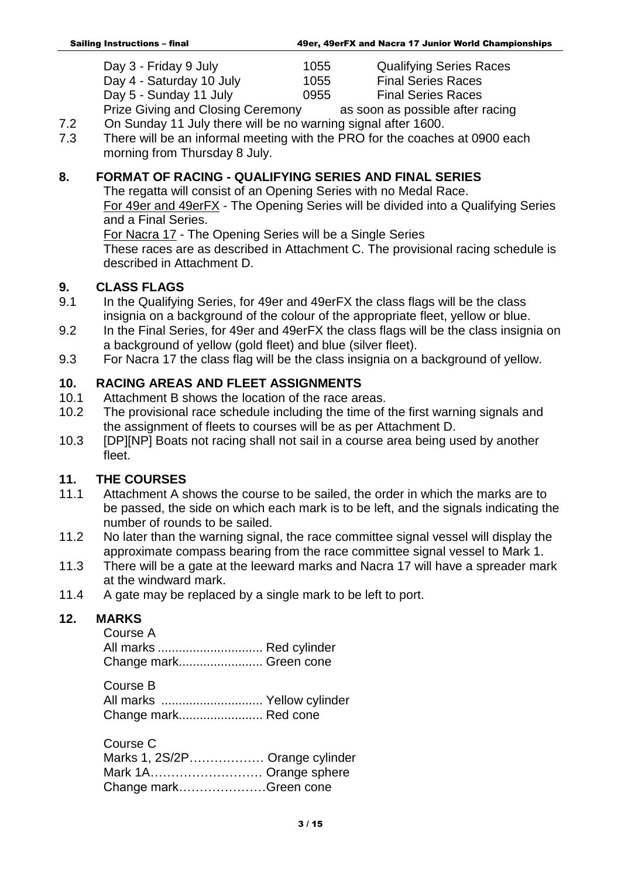| | | |
|---|---|---|
| Day 3 - Friday 9 July | 1055 | Qualifying Series Races |
| Day 4 - Saturday 10 July | 1055 | Final Series Races |
| Day 5 - Sunday 11 July | 0955 | Final Series Races |
| Prize Giving and Closing Ceremony | | as soon as possible after racing |

7.2 On Sunday 11 July there will be no warning signal after 1600.

7.3 There will be an informal meeting with the PRO for the coaches at 0900 each morning from Thursday 8 July.

## 8. FORMAT OF RACING - QUALIFYING SERIES AND FINAL SERIES

The regatta will consist of an Opening Series with no Medal Race.

For 49er and 49erFX - The Opening Series will be divided into a Qualifying Series and a Final Series.

For Nacra 17 - The Opening Series will be a Single Series

These races are as described in Attachment C. The provisional racing schedule is described in Attachment D.

## 9. CLASS FLAGS

9.1 In the Qualifying Series, for 49er and 49erFX the class flags will be the class insignia on a background of the colour of the appropriate fleet, yellow or blue.

9.2 In the Final Series, for 49er and 49erFX the class flags will be the class insignia on a background of yellow (gold fleet) and blue (silver fleet).

9.3 For Nacra 17 the class flag will be the class insignia on a background of yellow.

## 10. RACING AREAS AND FLEET ASSIGNMENTS

10.1 Attachment B shows the location of the race areas.

10.2 The provisional race schedule including the time of the first warning signals and the assignment of fleets to courses will be as per Attachment D.

10.3 [DP][NP] Boats not racing shall not sail in a course area being used by another fleet.

## 11. THE COURSES

11.1 Attachment A shows the course to be sailed, the order in which the marks are to be passed, the side on which each mark is to be left, and the signals indicating the number of rounds to be sailed.

11.2 No later than the warning signal, the race committee signal vessel will display the approximate compass bearing from the race committee signal vessel to Mark 1.

11.3 There will be a gate at the leeward marks and Nacra 17 will have a spreader mark at the windward mark.

11.4 A gate may be replaced by a single mark to be left to port.

## 12. MARKS

Course A
All marks .............................. Red cylinder
Change mark........................ Green cone

Course B
All marks ............................. Yellow cylinder
Change mark........................ Red cone

Course C
Marks 1, 2S/2P……………… Orange cylinder
Mark 1A……………………… Orange sphere
Change mark…………………Green cone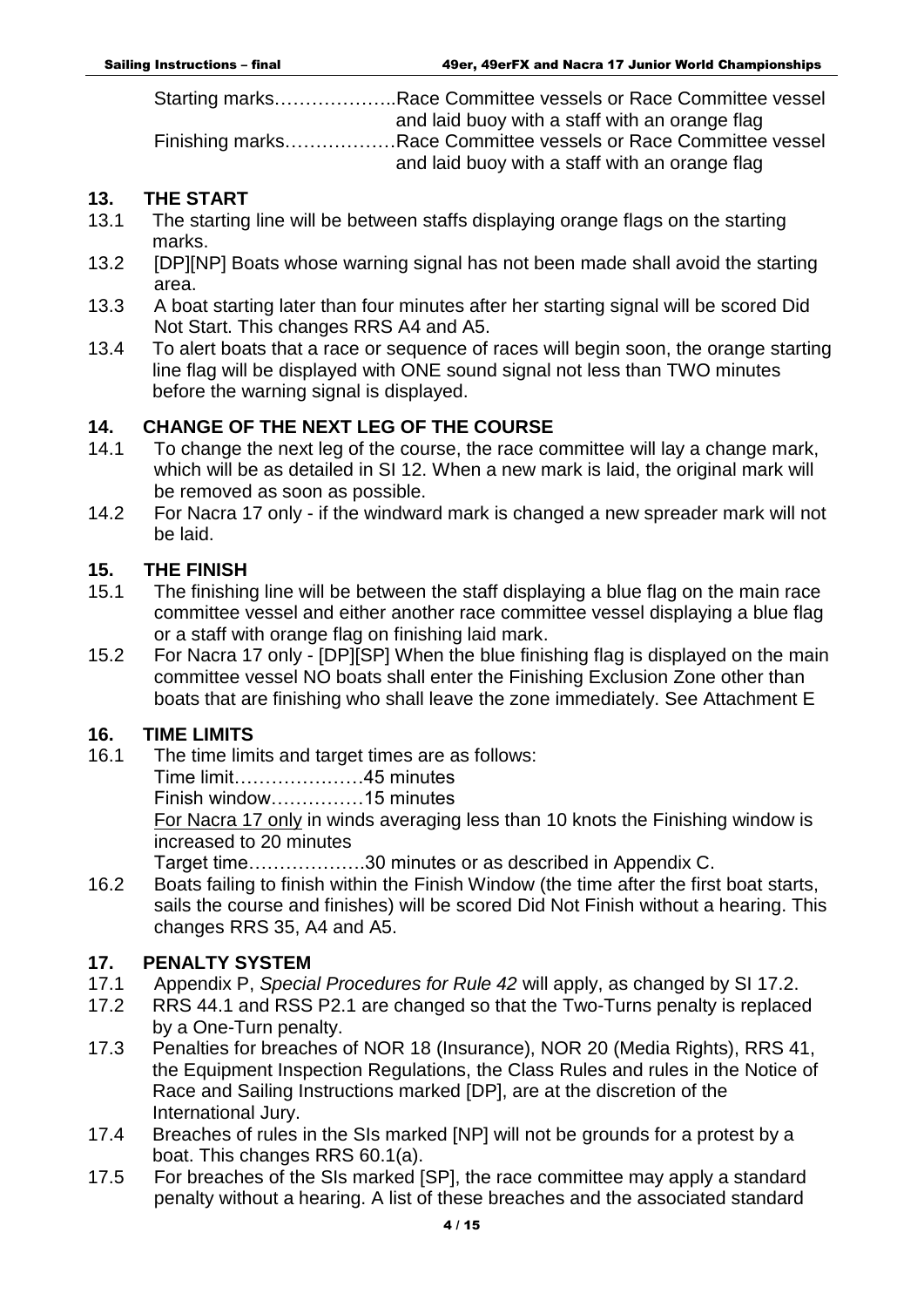Starting marks………………..Race Committee vessels or Race Committee vessel and laid buoy with a staff with an orange flag

Finishing marks………………Race Committee vessels or Race Committee vessel and laid buoy with a staff with an orange flag

## 13. THE START

13.1 The starting line will be between staffs displaying orange flags on the starting marks.

13.2 [DP][NP] Boats whose warning signal has not been made shall avoid the starting area.

13.3 A boat starting later than four minutes after her starting signal will be scored Did Not Start. This changes RRS A4 and A5.

13.4 To alert boats that a race or sequence of races will begin soon, the orange starting line flag will be displayed with ONE sound signal not less than TWO minutes before the warning signal is displayed.

## 14. CHANGE OF THE NEXT LEG OF THE COURSE

14.1 To change the next leg of the course, the race committee will lay a change mark, which will be as detailed in SI 12. When a new mark is laid, the original mark will be removed as soon as possible.

14.2 For Nacra 17 only - if the windward mark is changed a new spreader mark will not be laid.

## 15. THE FINISH

15.1 The finishing line will be between the staff displaying a blue flag on the main race committee vessel and either another race committee vessel displaying a blue flag or a staff with orange flag on finishing laid mark.

15.2 For Nacra 17 only - [DP][SP] When the blue finishing flag is displayed on the main committee vessel NO boats shall enter the Finishing Exclusion Zone other than boats that are finishing who shall leave the zone immediately. See Attachment E

## 16. TIME LIMITS

16.1 The time limits and target times are as follows:

Time limit…………………45 minutes

Finish window……………15 minutes

For Nacra 17 only in winds averaging less than 10 knots the Finishing window is increased to 20 minutes

Target time……………….30 minutes or as described in Appendix C.

16.2 Boats failing to finish within the Finish Window (the time after the first boat starts, sails the course and finishes) will be scored Did Not Finish without a hearing. This changes RRS 35, A4 and A5.

## 17. PENALTY SYSTEM

17.1 Appendix P, *Special Procedures for Rule 42* will apply, as changed by SI 17.2.

17.2 RRS 44.1 and RSS P2.1 are changed so that the Two-Turns penalty is replaced by a One-Turn penalty.

17.3 Penalties for breaches of NOR 18 (Insurance), NOR 20 (Media Rights), RRS 41, the Equipment Inspection Regulations, the Class Rules and rules in the Notice of Race and Sailing Instructions marked [DP], are at the discretion of the International Jury.

17.4 Breaches of rules in the SIs marked [NP] will not be grounds for a protest by a boat. This changes RRS 60.1(a).

17.5 For breaches of the SIs marked [SP], the race committee may apply a standard penalty without a hearing. A list of these breaches and the associated standard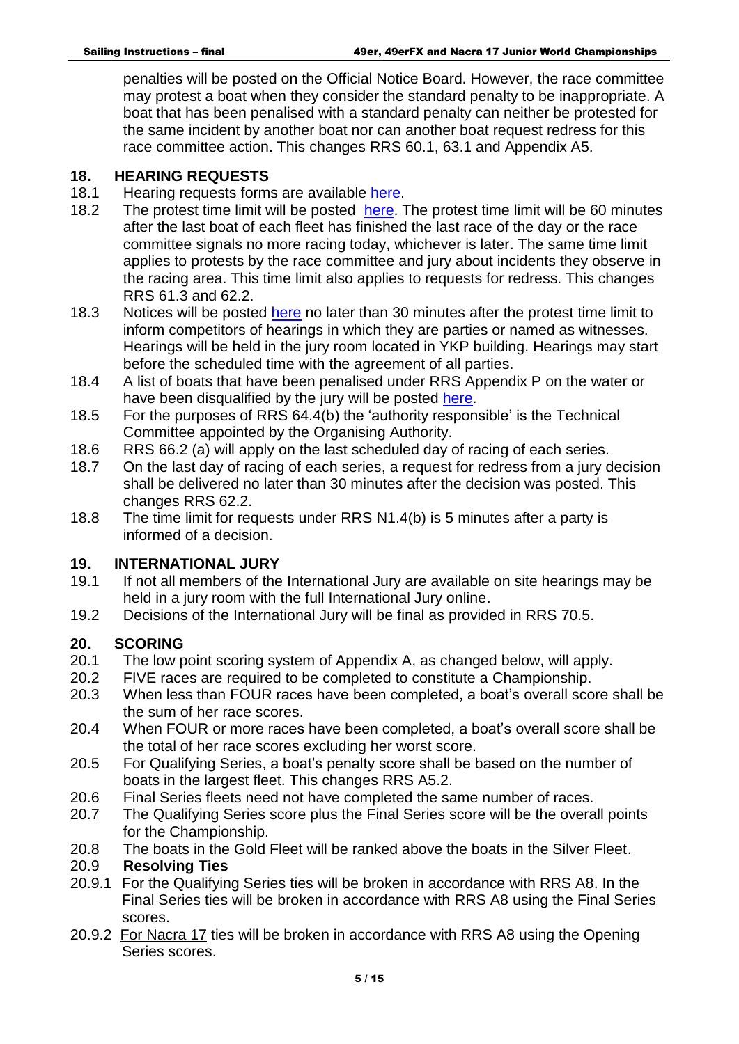penalties will be posted on the Official Notice Board. However, the race committee may protest a boat when they consider the standard penalty to be inappropriate. A boat that has been penalised with a standard penalty can neither be protested for the same incident by another boat nor can another boat request redress for this race committee action. This changes RRS 60.1, 63.1 and Appendix A5.

## 18. HEARING REQUESTS

18.1 Hearing requests forms are available here.

18.2 The protest time limit will be posted here. The protest time limit will be 60 minutes after the last boat of each fleet has finished the last race of the day or the race committee signals no more racing today, whichever is later. The same time limit applies to protests by the race committee and jury about incidents they observe in the racing area. This time limit also applies to requests for redress. This changes RRS 61.3 and 62.2.

18.3 Notices will be posted here no later than 30 minutes after the protest time limit to inform competitors of hearings in which they are parties or named as witnesses. Hearings will be held in the jury room located in YKP building. Hearings may start before the scheduled time with the agreement of all parties.

18.4 A list of boats that have been penalised under RRS Appendix P on the water or have been disqualified by the jury will be posted here.

18.5 For the purposes of RRS 64.4(b) the 'authority responsible' is the Technical Committee appointed by the Organising Authority.

18.6 RRS 66.2 (a) will apply on the last scheduled day of racing of each series.

18.7 On the last day of racing of each series, a request for redress from a jury decision shall be delivered no later than 30 minutes after the decision was posted. This changes RRS 62.2.

18.8 The time limit for requests under RRS N1.4(b) is 5 minutes after a party is informed of a decision.

## 19. INTERNATIONAL JURY

19.1 If not all members of the International Jury are available on site hearings may be held in a jury room with the full International Jury online.

19.2 Decisions of the International Jury will be final as provided in RRS 70.5.

## 20. SCORING

20.1 The low point scoring system of Appendix A, as changed below, will apply.

20.2 FIVE races are required to be completed to constitute a Championship.

20.3 When less than FOUR races have been completed, a boat's overall score shall be the sum of her race scores.

20.4 When FOUR or more races have been completed, a boat's overall score shall be the total of her race scores excluding her worst score.

20.5 For Qualifying Series, a boat's penalty score shall be based on the number of boats in the largest fleet. This changes RRS A5.2.

20.6 Final Series fleets need not have completed the same number of races.

20.7 The Qualifying Series score plus the Final Series score will be the overall points for the Championship.

20.8 The boats in the Gold Fleet will be ranked above the boats in the Silver Fleet.

20.9 **Resolving Ties**

20.9.1 For the Qualifying Series ties will be broken in accordance with RRS A8. In the Final Series ties will be broken in accordance with RRS A8 using the Final Series scores.

20.9.2 For Nacra 17 ties will be broken in accordance with RRS A8 using the Opening Series scores.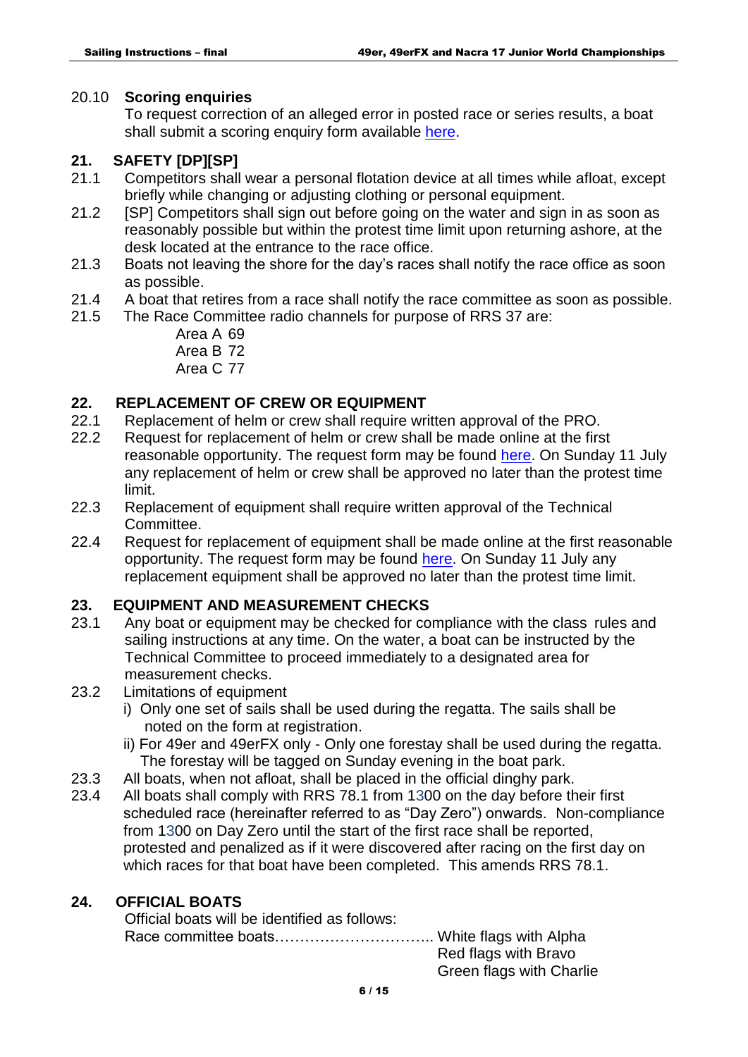20.10 **Scoring enquiries**

To request correction of an alleged error in posted race or series results, a boat shall submit a scoring enquiry form available here.

## 21. SAFETY [DP][SP]

21.1 Competitors shall wear a personal flotation device at all times while afloat, except briefly while changing or adjusting clothing or personal equipment.

21.2 [SP] Competitors shall sign out before going on the water and sign in as soon as reasonably possible but within the protest time limit upon returning ashore, at the desk located at the entrance to the race office.

21.3 Boats not leaving the shore for the day's races shall notify the race office as soon as possible.

21.4 A boat that retires from a race shall notify the race committee as soon as possible.

21.5 The Race Committee radio channels for purpose of RRS 37 are:

Area A 69
Area B 72
Area C 77

## 22. REPLACEMENT OF CREW OR EQUIPMENT

22.1 Replacement of helm or crew shall require written approval of the PRO.

22.2 Request for replacement of helm or crew shall be made online at the first reasonable opportunity. The request form may be found here. On Sunday 11 July any replacement of helm or crew shall be approved no later than the protest time limit.

22.3 Replacement of equipment shall require written approval of the Technical Committee.

22.4 Request for replacement of equipment shall be made online at the first reasonable opportunity. The request form may be found here. On Sunday 11 July any replacement equipment shall be approved no later than the protest time limit.

## 23. EQUIPMENT AND MEASUREMENT CHECKS

23.1 Any boat or equipment may be checked for compliance with the class rules and sailing instructions at any time. On the water, a boat can be instructed by the Technical Committee to proceed immediately to a designated area for measurement checks.

23.2 Limitations of equipment

i) Only one set of sails shall be used during the regatta. The sails shall be noted on the form at registration.

ii) For 49er and 49erFX only - Only one forestay shall be used during the regatta. The forestay will be tagged on Sunday evening in the boat park.

23.3 All boats, when not afloat, shall be placed in the official dinghy park.

23.4 All boats shall comply with RRS 78.1 from 1300 on the day before their first scheduled race (hereinafter referred to as "Day Zero") onwards. Non-compliance from 1300 on Day Zero until the start of the first race shall be reported, protested and penalized as if it were discovered after racing on the first day on which races for that boat have been completed. This amends RRS 78.1.

## 24. OFFICIAL BOATS

Official boats will be identified as follows:

Race committee boats………………………….. White flags with Alpha
Red flags with Bravo
Green flags with Charlie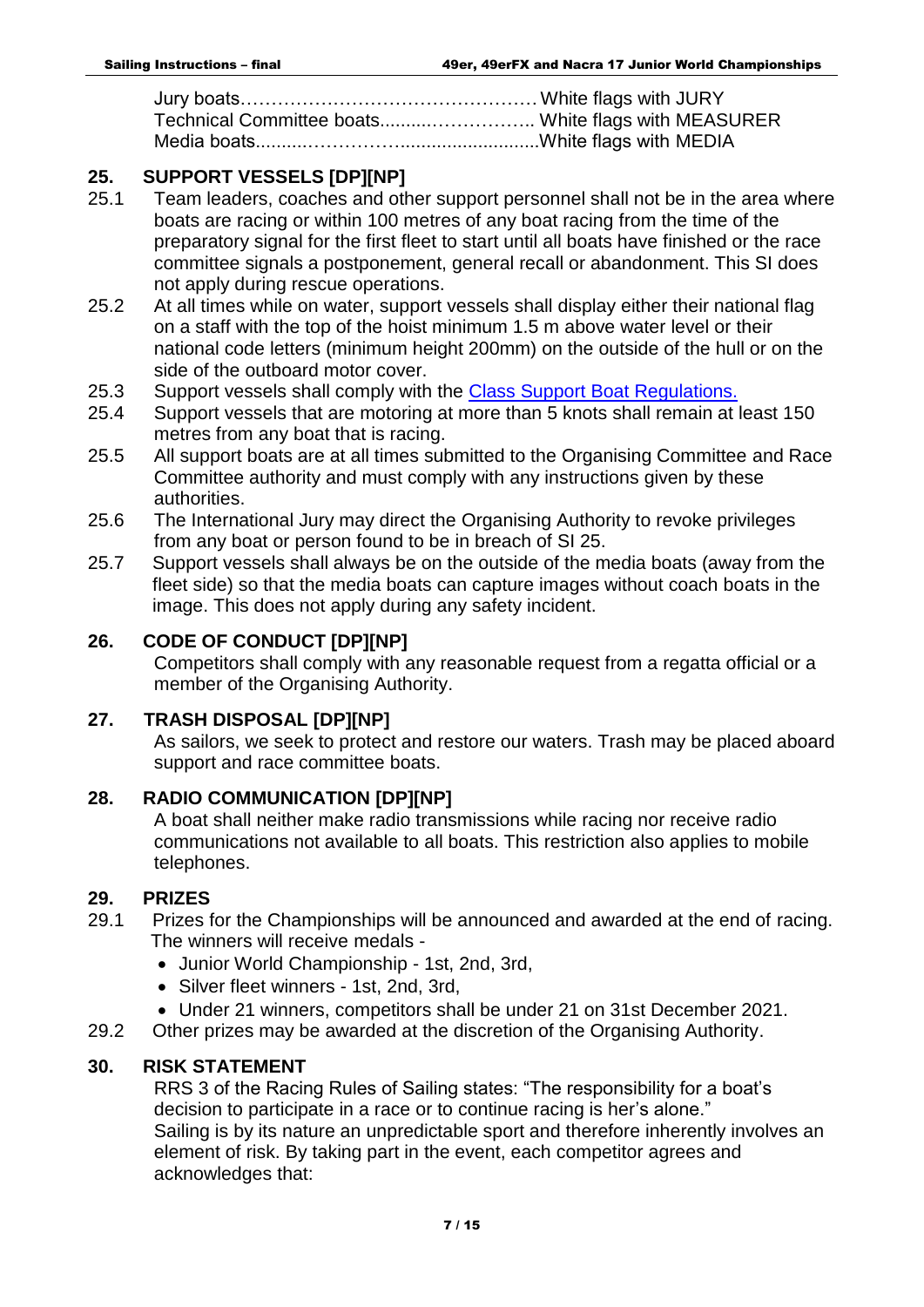Jury boats………………………………………… White flags with JURY
Technical Committee boats..........…………….. White flags with MEASURER
Media boats..........…………….........................White flags with MEDIA

## 25. SUPPORT VESSELS [DP][NP]

25.1 Team leaders, coaches and other support personnel shall not be in the area where boats are racing or within 100 metres of any boat racing from the time of the preparatory signal for the first fleet to start until all boats have finished or the race committee signals a postponement, general recall or abandonment. This SI does not apply during rescue operations.

25.2 At all times while on water, support vessels shall display either their national flag on a staff with the top of the hoist minimum 1.5 m above water level or their national code letters (minimum height 200mm) on the outside of the hull or on the side of the outboard motor cover.

25.3 Support vessels shall comply with the Class Support Boat Regulations.

25.4 Support vessels that are motoring at more than 5 knots shall remain at least 150 metres from any boat that is racing.

25.5 All support boats are at all times submitted to the Organising Committee and Race Committee authority and must comply with any instructions given by these authorities.

25.6 The International Jury may direct the Organising Authority to revoke privileges from any boat or person found to be in breach of SI 25.

25.7 Support vessels shall always be on the outside of the media boats (away from the fleet side) so that the media boats can capture images without coach boats in the image. This does not apply during any safety incident.

## 26. CODE OF CONDUCT [DP][NP]

Competitors shall comply with any reasonable request from a regatta official or a member of the Organising Authority.

## 27. TRASH DISPOSAL [DP][NP]

As sailors, we seek to protect and restore our waters. Trash may be placed aboard support and race committee boats.

## 28. RADIO COMMUNICATION [DP][NP]

A boat shall neither make radio transmissions while racing nor receive radio communications not available to all boats. This restriction also applies to mobile telephones.

## 29. PRIZES

29.1 Prizes for the Championships will be announced and awarded at the end of racing. The winners will receive medals -

- Junior World Championship - 1st, 2nd, 3rd,
- Silver fleet winners - 1st, 2nd, 3rd,
- Under 21 winners, competitors shall be under 21 on 31st December 2021.

29.2 Other prizes may be awarded at the discretion of the Organising Authority.

## 30. RISK STATEMENT

RRS 3 of the Racing Rules of Sailing states: "The responsibility for a boat's decision to participate in a race or to continue racing is her's alone."
Sailing is by its nature an unpredictable sport and therefore inherently involves an element of risk. By taking part in the event, each competitor agrees and acknowledges that: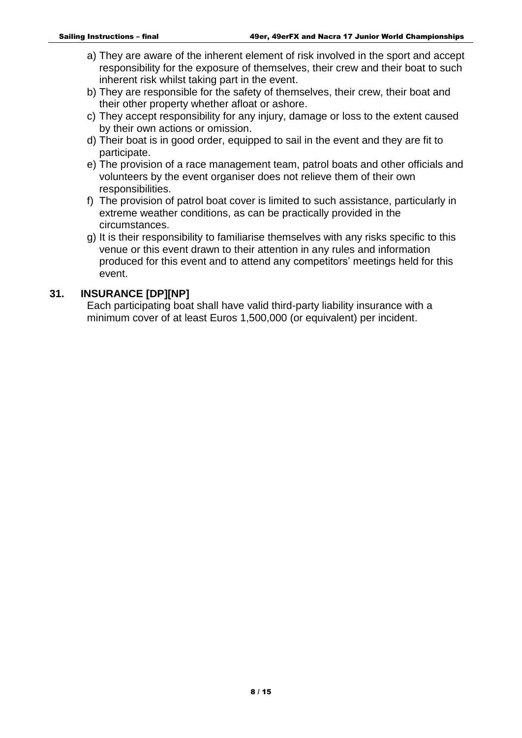a) They are aware of the inherent element of risk involved in the sport and accept responsibility for the exposure of themselves, their crew and their boat to such inherent risk whilst taking part in the event.
b) They are responsible for the safety of themselves, their crew, their boat and their other property whether afloat or ashore.
c) They accept responsibility for any injury, damage or loss to the extent caused by their own actions or omission.
d) Their boat is in good order, equipped to sail in the event and they are fit to participate.
e) The provision of a race management team, patrol boats and other officials and volunteers by the event organiser does not relieve them of their own responsibilities.
f) The provision of patrol boat cover is limited to such assistance, particularly in extreme weather conditions, as can be practically provided in the circumstances.
g) It is their responsibility to familiarise themselves with any risks specific to this venue or this event drawn to their attention in any rules and information produced for this event and to attend any competitors' meetings held for this event.

## 31. INSURANCE [DP][NP]

Each participating boat shall have valid third-party liability insurance with a minimum cover of at least Euros 1,500,000 (or equivalent) per incident.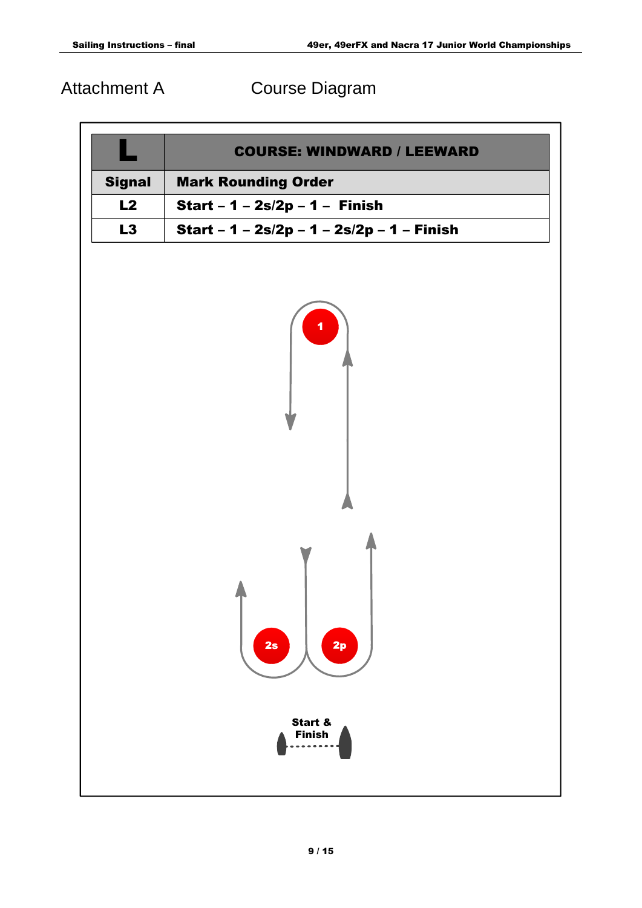# Attachment A Course Diagram

| L | COURSE: WINDWARD / LEEWARD |
|---|---|
| **Signal** | **Mark Rounding Order** |
| **L2** | **Start – 1 – 2s/2p – 1 – Finish** |
| **L3** | **Start – 1 – 2s/2p – 1 – 2s/2p – 1 – Finish** |

1

2s 2p

Start & Finish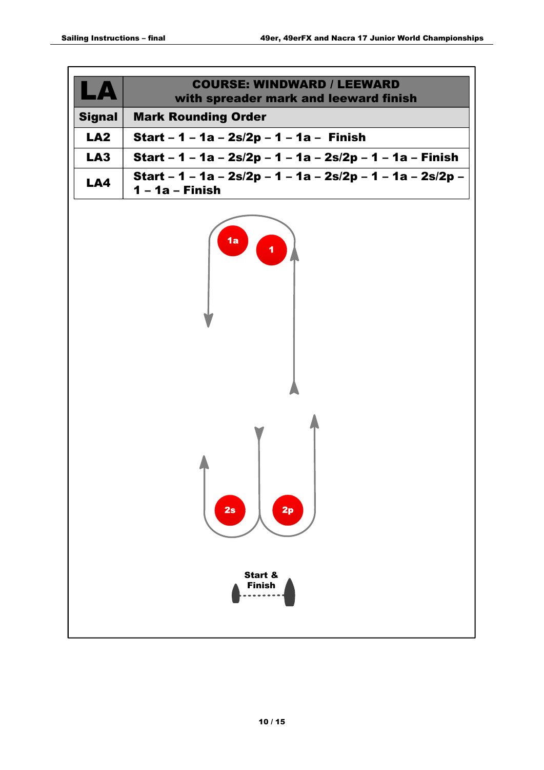| LA | COURSE: WINDWARD / LEEWARD with spreader mark and leeward finish |
|---|---|
| **Signal** | **Mark Rounding Order** |
| **LA2** | **Start – 1 – 1a – 2s/2p – 1 – 1a – Finish** |
| **LA3** | **Start – 1 – 1a – 2s/2p – 1 – 1a – 2s/2p – 1 – 1a – Finish** |
| **LA4** | **Start – 1 – 1a – 2s/2p – 1 – 1a – 2s/2p – 1 – 1a – 2s/2p – 1 – 1a – Finish** |

1a

1

2s

2p

**Start & Finish**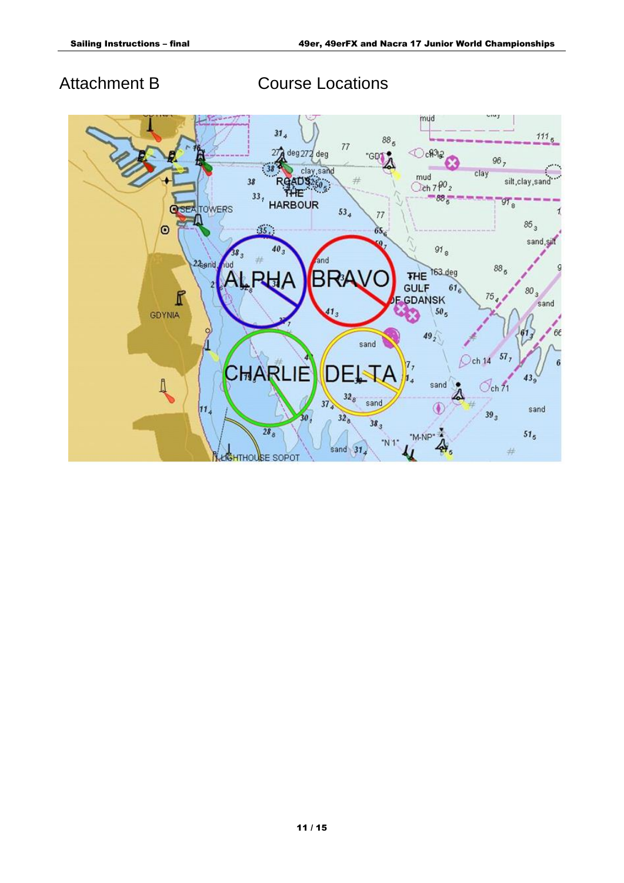# Attachment B Course Locations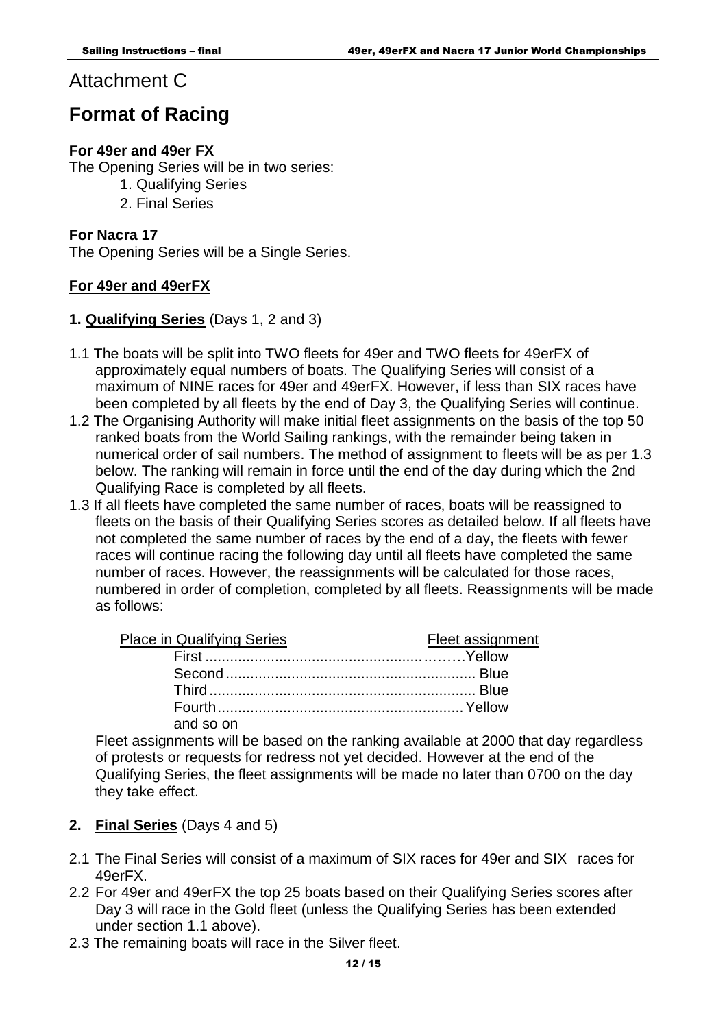# Attachment C

# Format of Racing

**For 49er and 49er FX**

The Opening Series will be in two series:

1. Qualifying Series
2. Final Series

**For Nacra 17**

The Opening Series will be a Single Series.

**For 49er and 49erFX**

**1. Qualifying Series** (Days 1, 2 and 3)

1.1 The boats will be split into TWO fleets for 49er and TWO fleets for 49erFX of approximately equal numbers of boats. The Qualifying Series will consist of a maximum of NINE races for 49er and 49erFX. However, if less than SIX races have been completed by all fleets by the end of Day 3, the Qualifying Series will continue.

1.2 The Organising Authority will make initial fleet assignments on the basis of the top 50 ranked boats from the World Sailing rankings, with the remainder being taken in numerical order of sail numbers. The method of assignment to fleets will be as per 1.3 below. The ranking will remain in force until the end of the day during which the 2nd Qualifying Race is completed by all fleets.

1.3 If all fleets have completed the same number of races, boats will be reassigned to fleets on the basis of their Qualifying Series scores as detailed below. If all fleets have not completed the same number of races by the end of a day, the fleets with fewer races will continue racing the following day until all fleets have completed the same number of races. However, the reassignments will be calculated for those races, numbered in order of completion, completed by all fleets. Reassignments will be made as follows:

| Place in Qualifying Series | Fleet assignment |
|---|---|
| First | Yellow |
| Second | Blue |
| Third | Blue |
| Fourth | Yellow |
| and so on | |

Fleet assignments will be based on the ranking available at 2000 that day regardless of protests or requests for redress not yet decided. However at the end of the Qualifying Series, the fleet assignments will be made no later than 0700 on the day they take effect.

**2. Final Series** (Days 4 and 5)

2.1 The Final Series will consist of a maximum of SIX races for 49er and SIX races for 49erFX.

2.2 For 49er and 49erFX the top 25 boats based on their Qualifying Series scores after Day 3 will race in the Gold fleet (unless the Qualifying Series has been extended under section 1.1 above).

2.3 The remaining boats will race in the Silver fleet.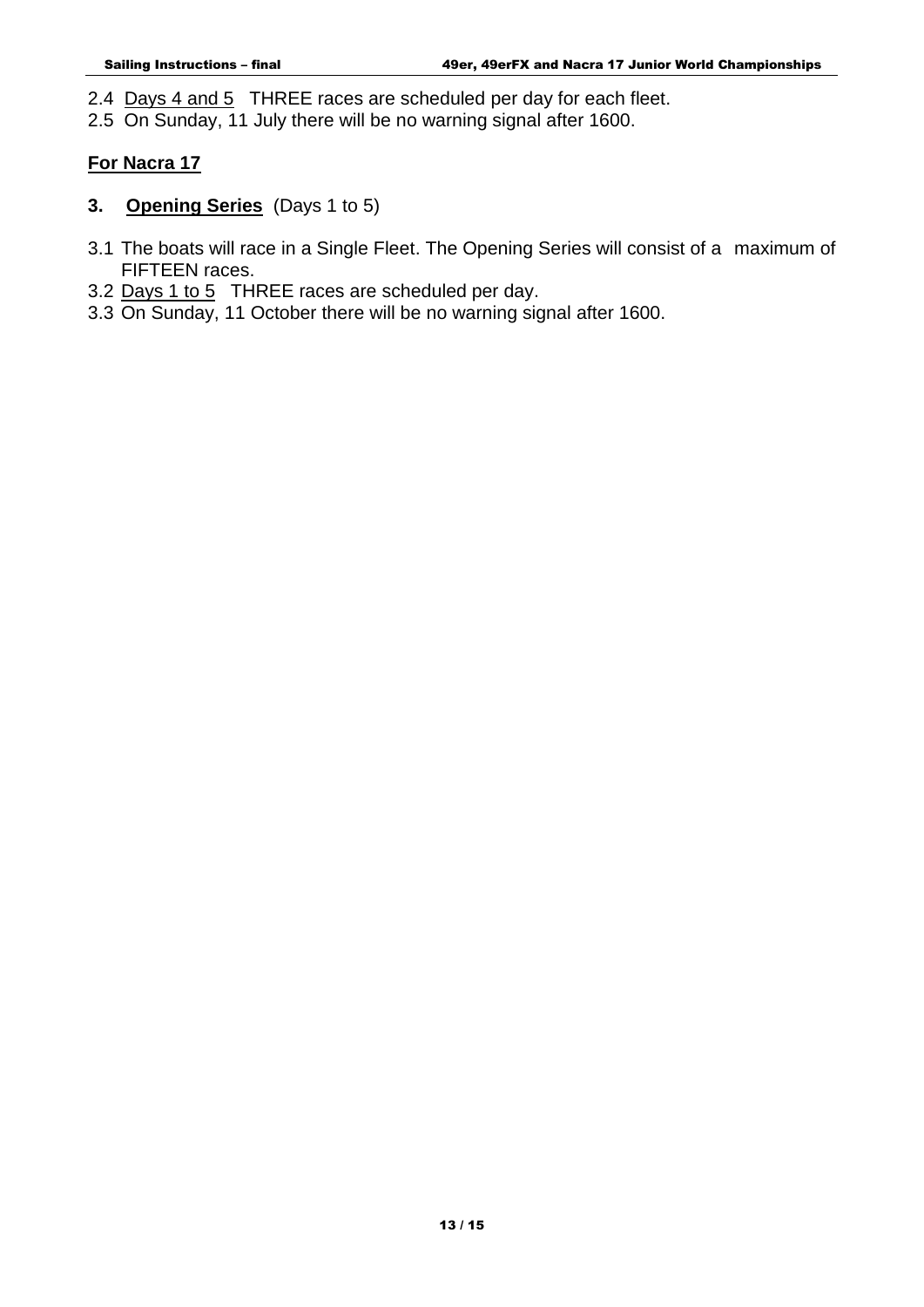2.4 Days 4 and 5 THREE races are scheduled per day for each fleet.

2.5 On Sunday, 11 July there will be no warning signal after 1600.

## For Nacra 17

### 3. Opening Series (Days 1 to 5)

3.1 The boats will race in a Single Fleet. The Opening Series will consist of a maximum of FIFTEEN races.

3.2 Days 1 to 5 THREE races are scheduled per day.

3.3 On Sunday, 11 October there will be no warning signal after 1600.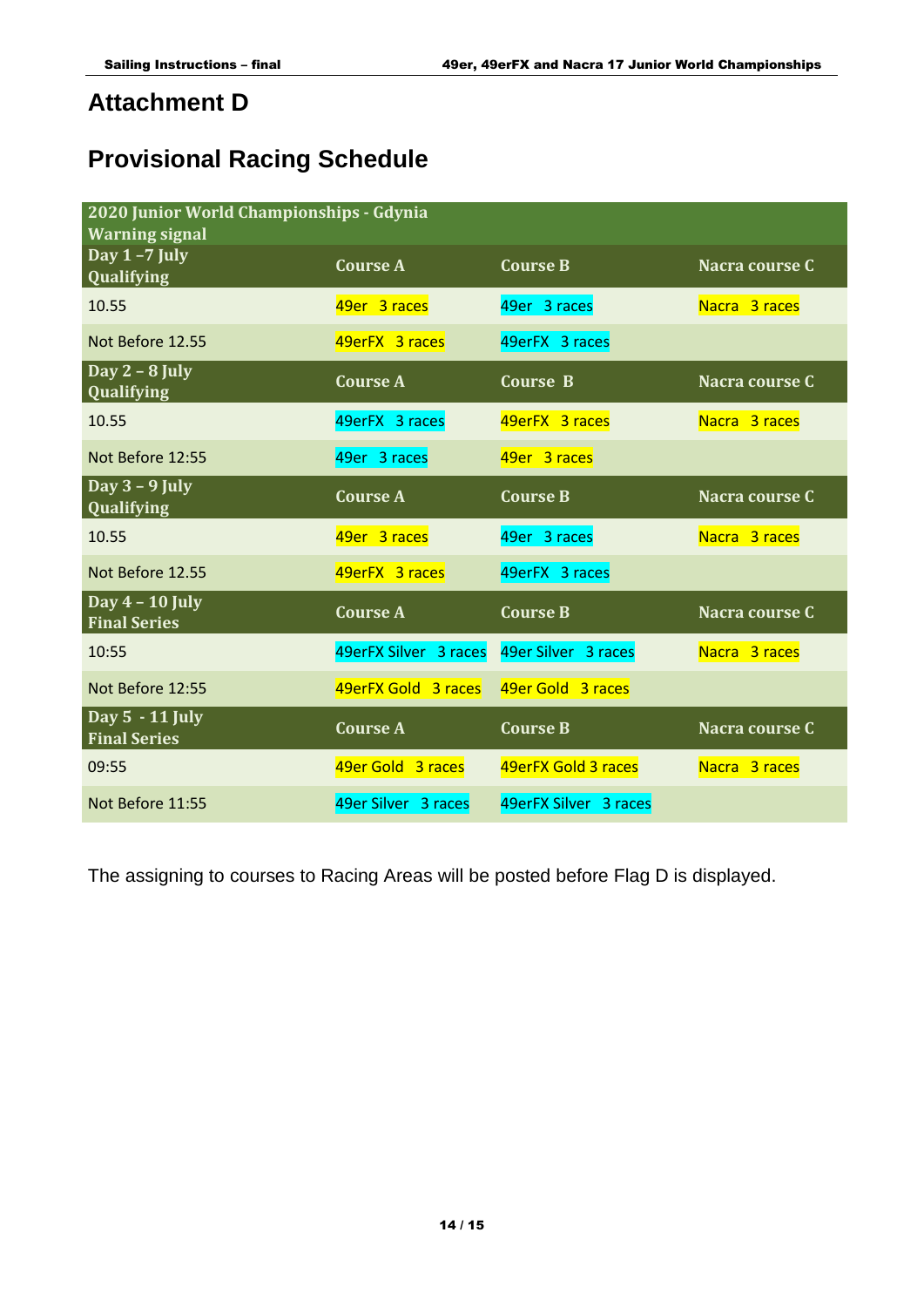# Attachment D

## Provisional Racing Schedule

| 2020 Junior World Championships - Gdynia Warning signal | | | |
|---|---|---|---|
| **Day 1 –7 July Qualifying** | **Course A** | **Course B** | **Nacra course C** |
| 10.55 | 49er 3 races | 49er 3 races | Nacra 3 races |
| Not Before 12.55 | 49erFX 3 races | 49erFX 3 races | |
| **Day 2 – 8 July Qualifying** | **Course A** | **Course B** | **Nacra course C** |
| 10.55 | 49erFX 3 races | 49erFX 3 races | Nacra 3 races |
| Not Before 12:55 | 49er 3 races | 49er 3 races | |
| **Day 3 – 9 July Qualifying** | **Course A** | **Course B** | **Nacra course C** |
| 10.55 | 49er 3 races | 49er 3 races | Nacra 3 races |
| Not Before 12.55 | 49erFX 3 races | 49erFX 3 races | |
| **Day 4 – 10 July Final Series** | **Course A** | **Course B** | **Nacra course C** |
| 10:55 | 49erFX Silver 3 races | 49er Silver 3 races | Nacra 3 races |
| Not Before 12:55 | 49erFX Gold 3 races | 49er Gold 3 races | |
| **Day 5 - 11 July Final Series** | **Course A** | **Course B** | **Nacra course C** |
| 09:55 | 49er Gold 3 races | 49erFX Gold 3 races | Nacra 3 races |
| Not Before 11:55 | 49er Silver 3 races | 49erFX Silver 3 races | |

The assigning to courses to Racing Areas will be posted before Flag D is displayed.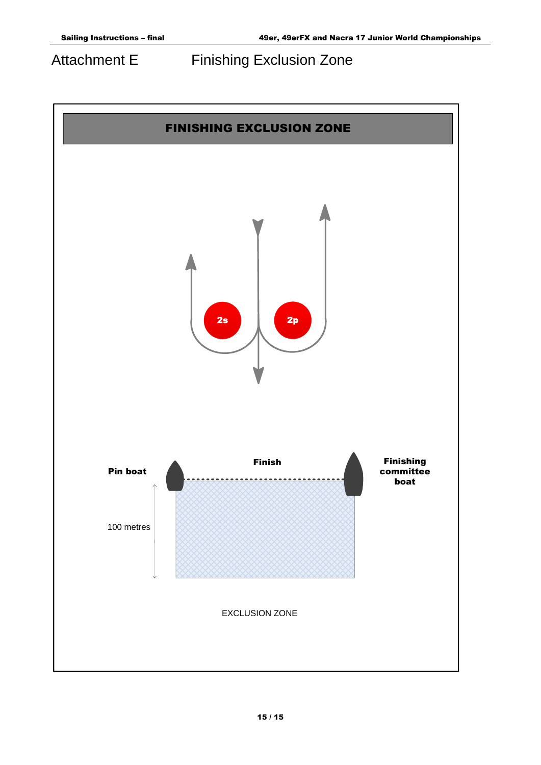# Attachment E Finishing Exclusion Zone

**FINISHING EXCLUSION ZONE**

2s

2p

**Pin boat**

**Finish**

**Finishing committee boat**

100 metres

EXCLUSION ZONE